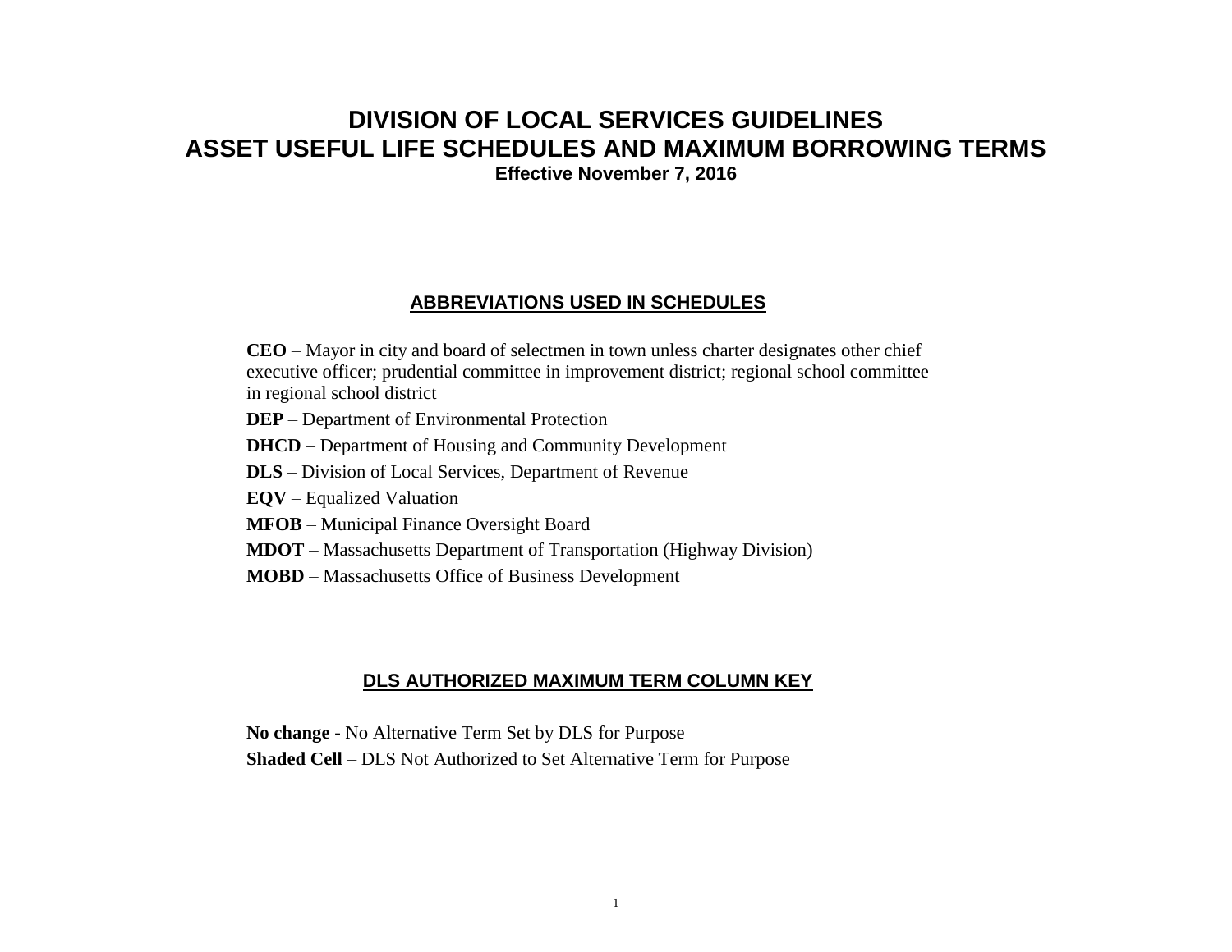# DIVISION OF LOCAL SERVICES GUIDELINES
# ASSET USEFUL LIFE SCHEDULES AND MAXIMUM BORROWING TERMS

**Effective November 7, 2016**

## ABBREVIATIONS USED IN SCHEDULES

**CEO** – Mayor in city and board of selectmen in town unless charter designates other chief executive officer; prudential committee in improvement district; regional school committee in regional school district

**DEP** – Department of Environmental Protection

**DHCD** – Department of Housing and Community Development

**DLS** – Division of Local Services, Department of Revenue

**EQV** – Equalized Valuation

**MFOB** – Municipal Finance Oversight Board

**MDOT** – Massachusetts Department of Transportation (Highway Division)

**MOBD** – Massachusetts Office of Business Development

## DLS AUTHORIZED MAXIMUM TERM COLUMN KEY

**No change -** No Alternative Term Set by DLS for Purpose

**Shaded Cell** – DLS Not Authorized to Set Alternative Term for Purpose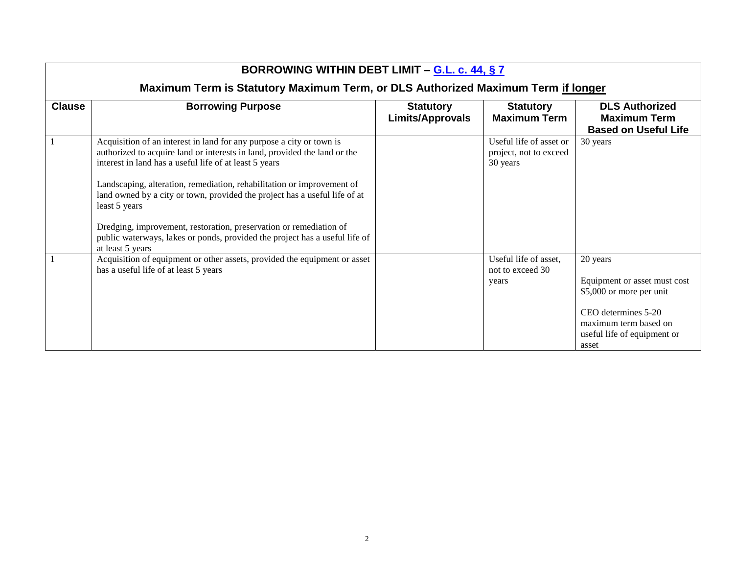| BORROWING WITHIN DEBT LIMIT – [G.L. c. 44, § 7] | | | | |
|---|---|---|---|---|
| **Maximum Term is Statutory Maximum Term, or DLS Authorized Maximum Term if longer** | | | | |
| **Clause** | **Borrowing Purpose** | **Statutory Limits/Approvals** | **Statutory Maximum Term** | **DLS Authorized Maximum Term Based on Useful Life** |
| 1 | Acquisition of an interest in land for any purpose a city or town is authorized to acquire land or interests in land, provided the land or the interest in land has a useful life of at least 5 years<br><br>Landscaping, alteration, remediation, rehabilitation or improvement of land owned by a city or town, provided the project has a useful life of at least 5 years<br><br>Dredging, improvement, restoration, preservation or remediation of public waterways, lakes or ponds, provided the project has a useful life of at least 5 years | | Useful life of asset or project, not to exceed 30 years | 30 years |
| 1 | Acquisition of equipment or other assets, provided the equipment or asset has a useful life of at least 5 years | | Useful life of asset, not to exceed 30 years | 20 years<br><br>Equipment or asset must cost $5,000 or more per unit<br><br>CEO determines 5-20 maximum term based on useful life of equipment or asset |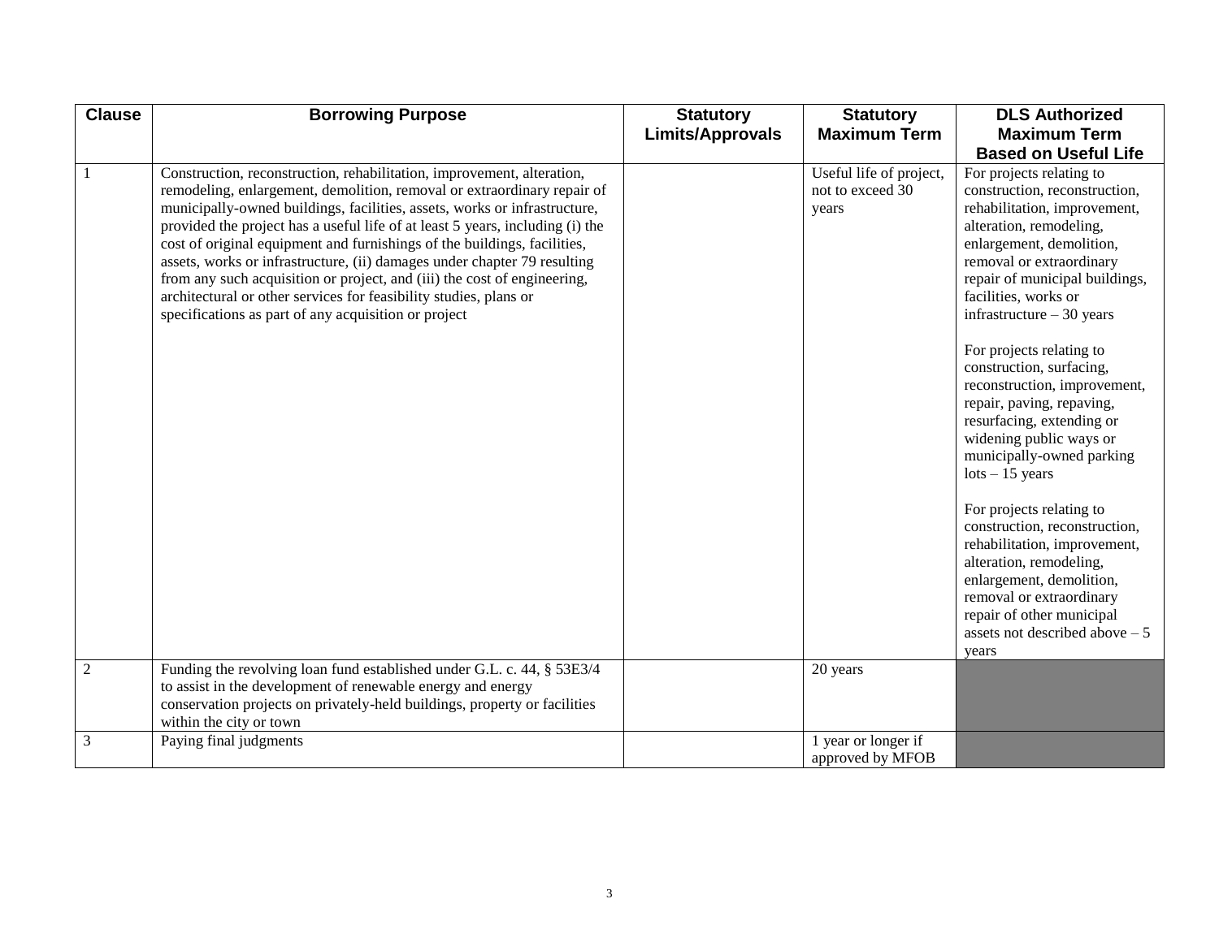| Clause | Borrowing Purpose | Statutory Limits/Approvals | Statutory Maximum Term | DLS Authorized Maximum Term Based on Useful Life |
|---|---|---|---|---|
| 1 | Construction, reconstruction, rehabilitation, improvement, alteration, remodeling, enlargement, demolition, removal or extraordinary repair of municipally-owned buildings, facilities, assets, works or infrastructure, provided the project has a useful life of at least 5 years, including (i) the cost of original equipment and furnishings of the buildings, facilities, assets, works or infrastructure, (ii) damages under chapter 79 resulting from any such acquisition or project, and (iii) the cost of engineering, architectural or other services for feasibility studies, plans or specifications as part of any acquisition or project | | Useful life of project, not to exceed 30 years | For projects relating to construction, reconstruction, rehabilitation, improvement, alteration, remodeling, enlargement, demolition, removal or extraordinary repair of municipal buildings, facilities, works or infrastructure – 30 years<br><br>For projects relating to construction, surfacing, reconstruction, improvement, repair, paving, repaving, resurfacing, extending or widening public ways or municipally-owned parking lots – 15 years<br><br>For projects relating to construction, reconstruction, rehabilitation, improvement, alteration, remodeling, enlargement, demolition, removal or extraordinary repair of other municipal assets not described above – 5 years |
| 2 | Funding the revolving loan fund established under G.L. c. 44, § 53E3/4 to assist in the development of renewable energy and energy conservation projects on privately-held buildings, property or facilities within the city or town | | 20 years | |
| 3 | Paying final judgments | | 1 year or longer if approved by MFOB | |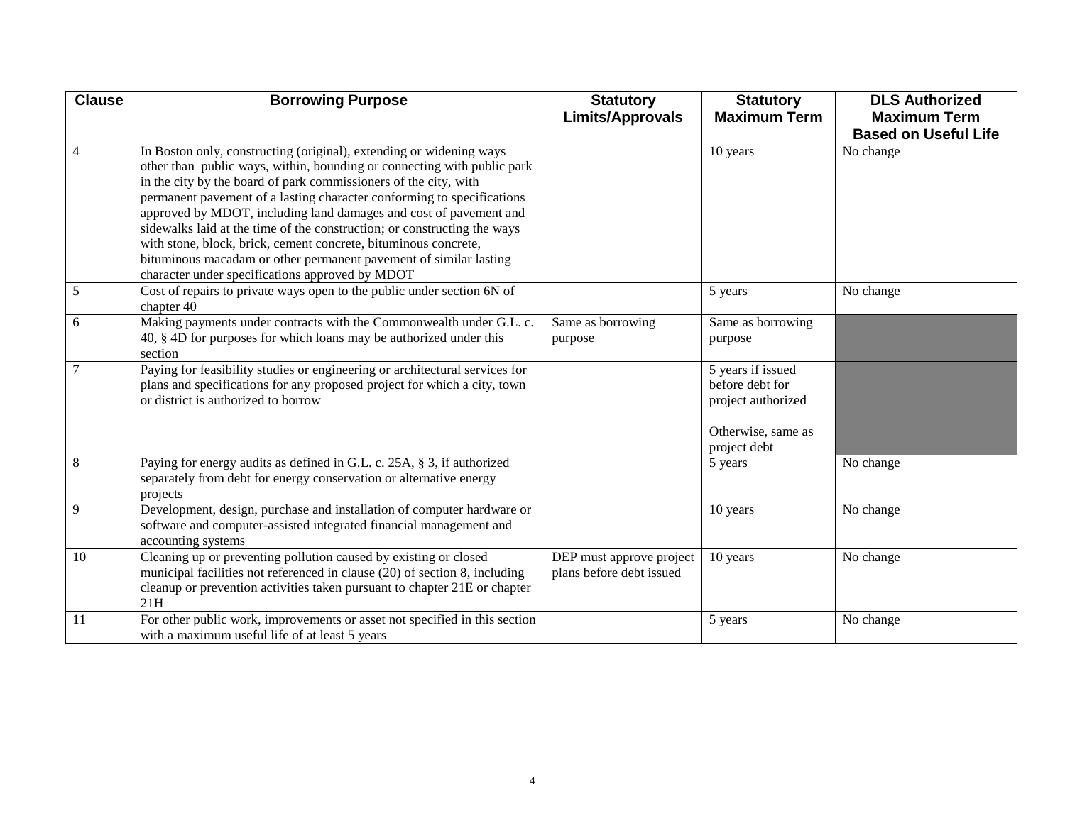| Clause | Borrowing Purpose | Statutory Limits/Approvals | Statutory Maximum Term | DLS Authorized Maximum Term Based on Useful Life |
|---|---|---|---|---|
| 4 | In Boston only, constructing (original), extending or widening ways other than public ways, within, bounding or connecting with public park in the city by the board of park commissioners of the city, with permanent pavement of a lasting character conforming to specifications approved by MDOT, including land damages and cost of pavement and sidewalks laid at the time of the construction; or constructing the ways with stone, block, brick, cement concrete, bituminous concrete, bituminous macadam or other permanent pavement of similar lasting character under specifications approved by MDOT | | 10 years | No change |
| 5 | Cost of repairs to private ways open to the public under section 6N of chapter 40 | | 5 years | No change |
| 6 | Making payments under contracts with the Commonwealth under G.L. c. 40, § 4D for purposes for which loans may be authorized under this section | Same as borrowing purpose | Same as borrowing purpose | |
| 7 | Paying for feasibility studies or engineering or architectural services for plans and specifications for any proposed project for which a city, town or district is authorized to borrow | | 5 years if issued before debt for project authorized<br><br>Otherwise, same as project debt | |
| 8 | Paying for energy audits as defined in G.L. c. 25A, § 3, if authorized separately from debt for energy conservation or alternative energy projects | | 5 years | No change |
| 9 | Development, design, purchase and installation of computer hardware or software and computer-assisted integrated financial management and accounting systems | | 10 years | No change |
| 10 | Cleaning up or preventing pollution caused by existing or closed municipal facilities not referenced in clause (20) of section 8, including cleanup or prevention activities taken pursuant to chapter 21E or chapter 21H | DEP must approve project plans before debt issued | 10 years | No change |
| 11 | For other public work, improvements or asset not specified in this section with a maximum useful life of at least 5 years | | 5 years | No change |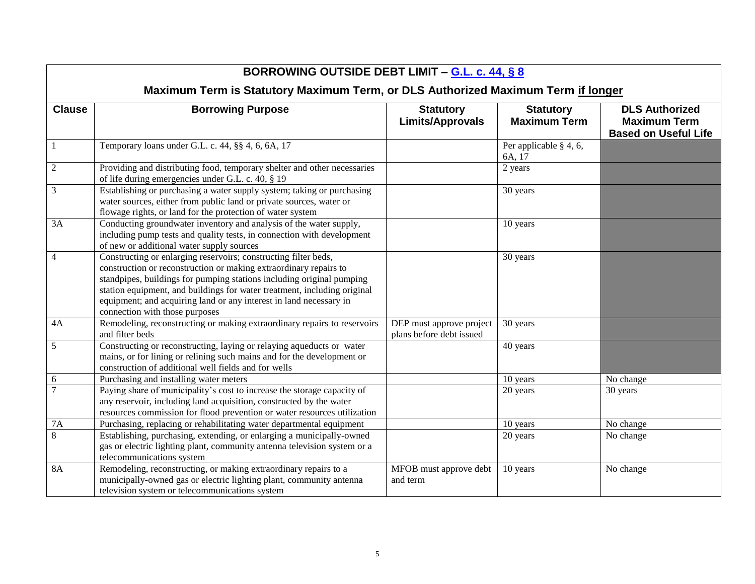## BORROWING OUTSIDE DEBT LIMIT – G.L. c. 44, § 8

### Maximum Term is Statutory Maximum Term, or DLS Authorized Maximum Term <u>if longer</u>

| Clause | Borrowing Purpose | Statutory Limits/Approvals | Statutory Maximum Term | DLS Authorized Maximum Term Based on Useful Life |
|---|---|---|---|---|
| 1 | Temporary loans under G.L. c. 44, §§ 4, 6, 6A, 17 | | Per applicable § 4, 6, 6A, 17 | |
| 2 | Providing and distributing food, temporary shelter and other necessaries of life during emergencies under G.L. c. 40, § 19 | | 2 years | |
| 3 | Establishing or purchasing a water supply system; taking or purchasing water sources, either from public land or private sources, water or flowage rights, or land for the protection of water system | | 30 years | |
| 3A | Conducting groundwater inventory and analysis of the water supply, including pump tests and quality tests, in connection with development of new or additional water supply sources | | 10 years | |
| 4 | Constructing or enlarging reservoirs; constructing filter beds, construction or reconstruction or making extraordinary repairs to standpipes, buildings for pumping stations including original pumping station equipment, and buildings for water treatment, including original equipment; and acquiring land or any interest in land necessary in connection with those purposes | | 30 years | |
| 4A | Remodeling, reconstructing or making extraordinary repairs to reservoirs and filter beds | DEP must approve project plans before debt issued | 30 years | |
| 5 | Constructing or reconstructing, laying or relaying aqueducts or water mains, or for lining or relining such mains and for the development or construction of additional well fields and for wells | | 40 years | |
| 6 | Purchasing and installing water meters | | 10 years | No change |
| 7 | Paying share of municipality's cost to increase the storage capacity of any reservoir, including land acquisition, constructed by the water resources commission for flood prevention or water resources utilization | | 20 years | 30 years |
| 7A | Purchasing, replacing or rehabilitating water departmental equipment | | 10 years | No change |
| 8 | Establishing, purchasing, extending, or enlarging a municipally-owned gas or electric lighting plant, community antenna television system or a telecommunications system | | 20 years | No change |
| 8A | Remodeling, reconstructing, or making extraordinary repairs to a municipally-owned gas or electric lighting plant, community antenna television system or telecommunications system | MFOB must approve debt and term | 10 years | No change |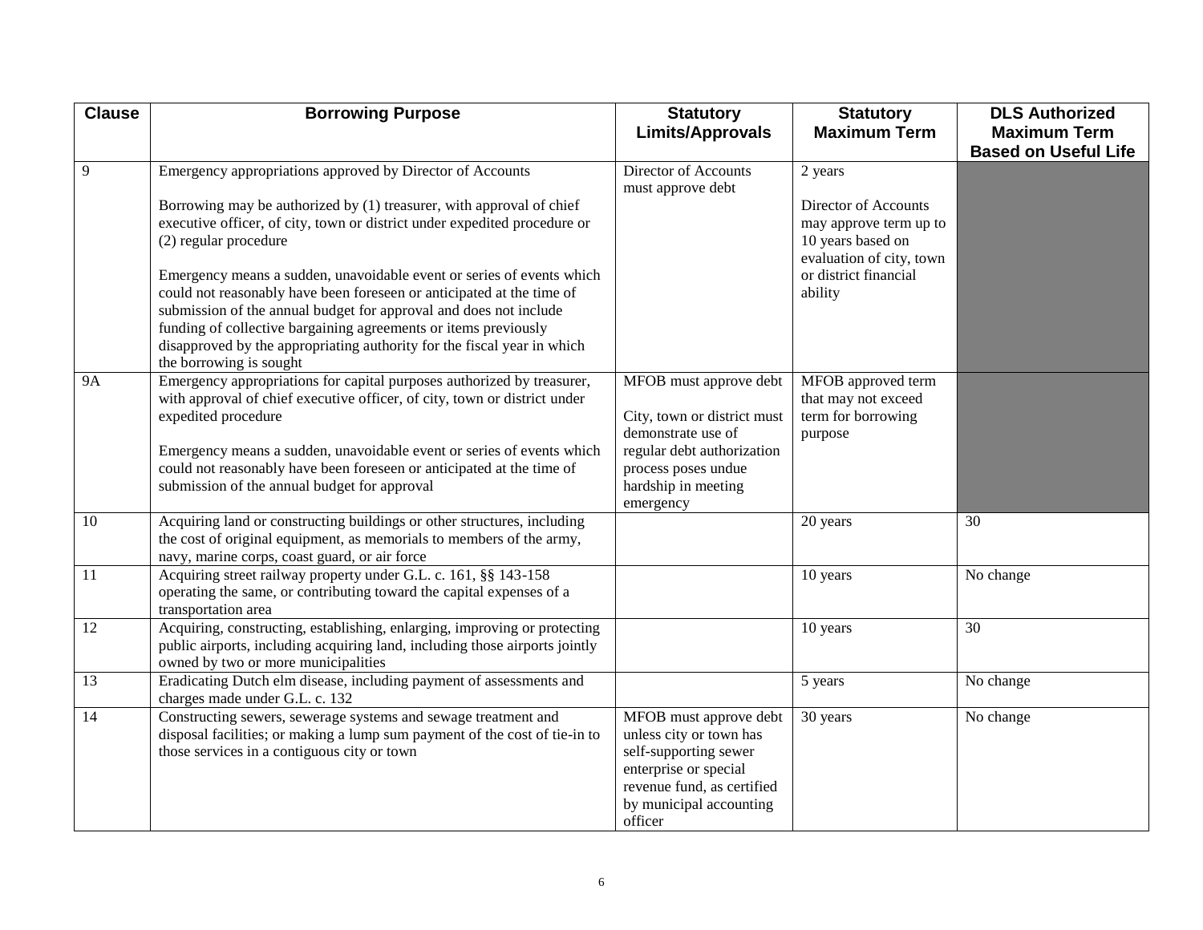| Clause | Borrowing Purpose | Statutory Limits/Approvals | Statutory Maximum Term | DLS Authorized Maximum Term Based on Useful Life |
|---|---|---|---|---|
| 9 | Emergency appropriations approved by Director of Accounts<br><br>Borrowing may be authorized by (1) treasurer, with approval of chief executive officer, of city, town or district under expedited procedure or (2) regular procedure<br><br>Emergency means a sudden, unavoidable event or series of events which could not reasonably have been foreseen or anticipated at the time of submission of the annual budget for approval and does not include funding of collective bargaining agreements or items previously disapproved by the appropriating authority for the fiscal year in which the borrowing is sought | Director of Accounts must approve debt | 2 years<br><br>Director of Accounts may approve term up to 10 years based on evaluation of city, town or district financial ability | |
| 9A | Emergency appropriations for capital purposes authorized by treasurer, with approval of chief executive officer, of city, town or district under expedited procedure<br><br>Emergency means a sudden, unavoidable event or series of events which could not reasonably have been foreseen or anticipated at the time of submission of the annual budget for approval | MFOB must approve debt<br><br>City, town or district must demonstrate use of regular debt authorization process poses undue hardship in meeting emergency | MFOB approved term that may not exceed term for borrowing purpose | |
| 10 | Acquiring land or constructing buildings or other structures, including the cost of original equipment, as memorials to members of the army, navy, marine corps, coast guard, or air force | | 20 years | 30 |
| 11 | Acquiring street railway property under G.L. c. 161, §§ 143-158 operating the same, or contributing toward the capital expenses of a transportation area | | 10 years | No change |
| 12 | Acquiring, constructing, establishing, enlarging, improving or protecting public airports, including acquiring land, including those airports jointly owned by two or more municipalities | | 10 years | 30 |
| 13 | Eradicating Dutch elm disease, including payment of assessments and charges made under G.L. c. 132 | | 5 years | No change |
| 14 | Constructing sewers, sewerage systems and sewage treatment and disposal facilities; or making a lump sum payment of the cost of tie-in to those services in a contiguous city or town | MFOB must approve debt unless city or town has self-supporting sewer enterprise or special revenue fund, as certified by municipal accounting officer | 30 years | No change |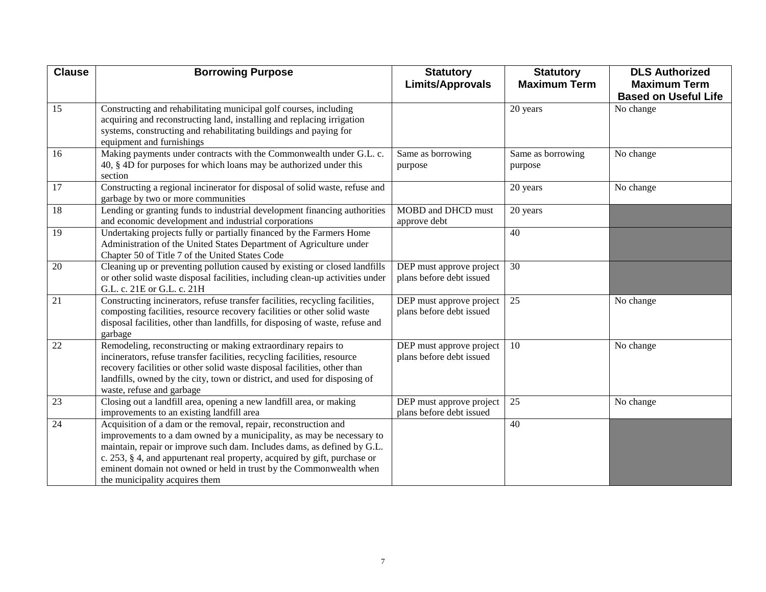| Clause | Borrowing Purpose | Statutory Limits/Approvals | Statutory Maximum Term | DLS Authorized Maximum Term Based on Useful Life |
|---|---|---|---|---|
| 15 | Constructing and rehabilitating municipal golf courses, including acquiring and reconstructing land, installing and replacing irrigation systems, constructing and rehabilitating buildings and paying for equipment and furnishings | | 20 years | No change |
| 16 | Making payments under contracts with the Commonwealth under G.L. c. 40, § 4D for purposes for which loans may be authorized under this section | Same as borrowing purpose | Same as borrowing purpose | No change |
| 17 | Constructing a regional incinerator for disposal of solid waste, refuse and garbage by two or more communities | | 20 years | No change |
| 18 | Lending or granting funds to industrial development financing authorities and economic development and industrial corporations | MOBD and DHCD must approve debt | 20 years | |
| 19 | Undertaking projects fully or partially financed by the Farmers Home Administration of the United States Department of Agriculture under Chapter 50 of Title 7 of the United States Code | | 40 | |
| 20 | Cleaning up or preventing pollution caused by existing or closed landfills or other solid waste disposal facilities, including clean-up activities under G.L. c. 21E or G.L. c. 21H | DEP must approve project plans before debt issued | 30 | |
| 21 | Constructing incinerators, refuse transfer facilities, recycling facilities, composting facilities, resource recovery facilities or other solid waste disposal facilities, other than landfills, for disposing of waste, refuse and garbage | DEP must approve project plans before debt issued | 25 | No change |
| 22 | Remodeling, reconstructing or making extraordinary repairs to incinerators, refuse transfer facilities, recycling facilities, resource recovery facilities or other solid waste disposal facilities, other than landfills, owned by the city, town or district, and used for disposing of waste, refuse and garbage | DEP must approve project plans before debt issued | 10 | No change |
| 23 | Closing out a landfill area, opening a new landfill area, or making improvements to an existing landfill area | DEP must approve project plans before debt issued | 25 | No change |
| 24 | Acquisition of a dam or the removal, repair, reconstruction and improvements to a dam owned by a municipality, as may be necessary to maintain, repair or improve such dam. Includes dams, as defined by G.L. c. 253, § 4, and appurtenant real property, acquired by gift, purchase or eminent domain not owned or held in trust by the Commonwealth when the municipality acquires them | | 40 | |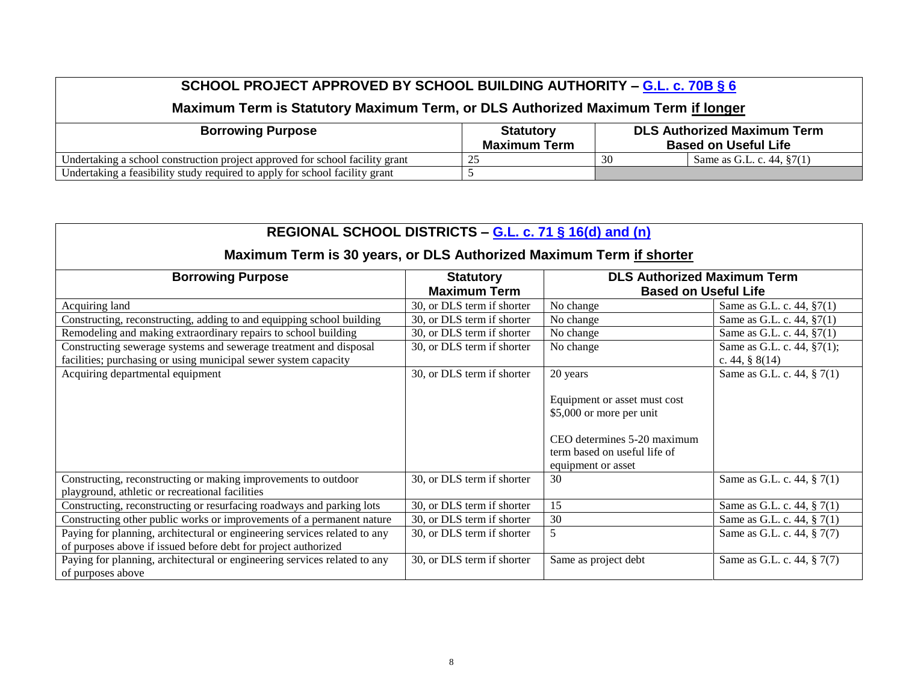## SCHOOL PROJECT APPROVED BY SCHOOL BUILDING AUTHORITY – [G.L. c. 70B § 6]

### Maximum Term is Statutory Maximum Term, or DLS Authorized Maximum Term <u>if longer</u>

| Borrowing Purpose | Statutory Maximum Term | DLS Authorized Maximum Term Based on Useful Life | |
|---|---|---|---|
| Undertaking a school construction project approved for school facility grant | 25 | 30 | Same as G.L. c. 44, §7(1) |
| Undertaking a feasibility study required to apply for school facility grant | 5 | | |

## REGIONAL SCHOOL DISTRICTS – [G.L. c. 71 § 16(d) and (n)]

### Maximum Term is 30 years, or DLS Authorized Maximum Term <u>if shorter</u>

| Borrowing Purpose | Statutory Maximum Term | DLS Authorized Maximum Term Based on Useful Life | |
|---|---|---|---|
| Acquiring land | 30, or DLS term if shorter | No change | Same as G.L. c. 44, §7(1) |
| Constructing, reconstructing, adding to and equipping school building | 30, or DLS term if shorter | No change | Same as G.L. c. 44, §7(1) |
| Remodeling and making extraordinary repairs to school building | 30, or DLS term if shorter | No change | Same as G.L. c. 44, §7(1) |
| Constructing sewerage systems and sewerage treatment and disposal facilities; purchasing or using municipal sewer system capacity | 30, or DLS term if shorter | No change | Same as G.L. c. 44, §7(1); c. 44, § 8(14) |
| Acquiring departmental equipment | 30, or DLS term if shorter | 20 years<br><br>Equipment or asset must cost $5,000 or more per unit<br><br>CEO determines 5-20 maximum term based on useful life of equipment or asset | Same as G.L. c. 44, § 7(1) |
| Constructing, reconstructing or making improvements to outdoor playground, athletic or recreational facilities | 30, or DLS term if shorter | 30 | Same as G.L. c. 44, § 7(1) |
| Constructing, reconstructing or resurfacing roadways and parking lots | 30, or DLS term if shorter | 15 | Same as G.L. c. 44, § 7(1) |
| Constructing other public works or improvements of a permanent nature | 30, or DLS term if shorter | 30 | Same as G.L. c. 44, § 7(1) |
| Paying for planning, architectural or engineering services related to any of purposes above if issued before debt for project authorized | 30, or DLS term if shorter | 5 | Same as G.L. c. 44, § 7(7) |
| Paying for planning, architectural or engineering services related to any of purposes above | 30, or DLS term if shorter | Same as project debt | Same as G.L. c. 44, § 7(7) |